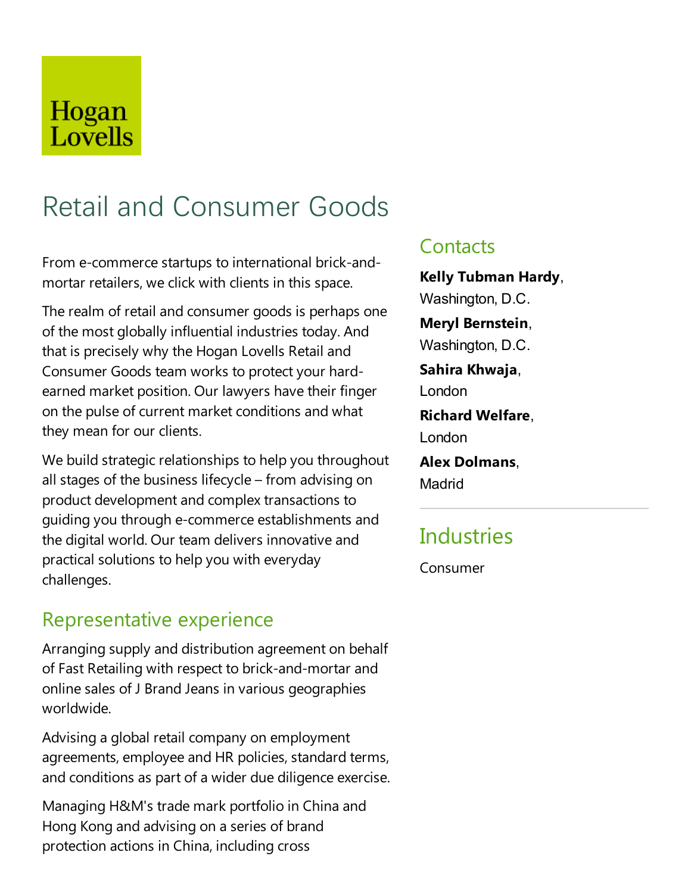Hogan Lovells

# Retail and Consumer Goods

From e-commerce startups to international brick-and-mortar retailers, we click with clients in this space.

The realm of retail and consumer goods is perhaps one of the most globally influential industries today. And that is precisely why the Hogan Lovells Retail and Consumer Goods team works to protect your hard-earned market position. Our lawyers have their finger on the pulse of current market conditions and what they mean for our clients.

We build strategic relationships to help you throughout all stages of the business lifecycle – from advising on product development and complex transactions to guiding you through e-commerce establishments and the digital world. Our team delivers innovative and practical solutions to help you with everyday challenges.

## Representative experience

Arranging supply and distribution agreement on behalf of Fast Retailing with respect to brick-and-mortar and online sales of J Brand Jeans in various geographies worldwide.

Advising a global retail company on employment agreements, employee and HR policies, standard terms, and conditions as part of a wider due diligence exercise.

Managing H&M's trade mark portfolio in China and Hong Kong and advising on a series of brand protection actions in China, including cross

## Contacts

**Kelly Tubman Hardy**, Washington, D.C.

**Meryl Bernstein**, Washington, D.C.

**Sahira Khwaja**, London

**Richard Welfare**, London

**Alex Dolmans**, Madrid

## Industries

Consumer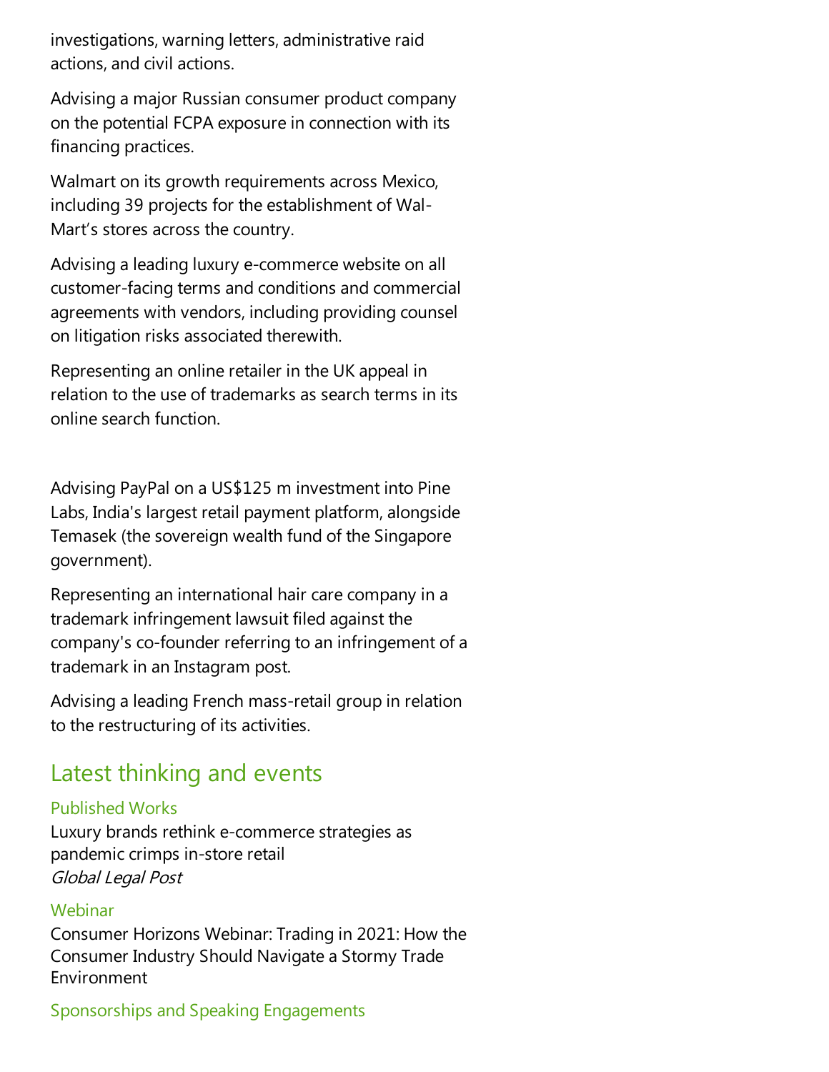investigations, warning letters, administrative raid actions, and civil actions.

Advising a major Russian consumer product company on the potential FCPA exposure in connection with its financing practices.

Walmart on its growth requirements across Mexico, including 39 projects for the establishment of Wal-Mart's stores across the country.

Advising a leading luxury e-commerce website on all customer-facing terms and conditions and commercial agreements with vendors, including providing counsel on litigation risks associated therewith.

Representing an online retailer in the UK appeal in relation to the use of trademarks as search terms in its online search function.

Advising PayPal on a US$125 m investment into Pine Labs, India's largest retail payment platform, alongside Temasek (the sovereign wealth fund of the Singapore government).

Representing an international hair care company in a trademark infringement lawsuit filed against the company's co-founder referring to an infringement of a trademark in an Instagram post.

Advising a leading French mass-retail group in relation to the restructuring of its activities.

## Latest thinking and events

### Published Works

Luxury brands rethink e-commerce strategies as pandemic crimps in-store retail
*Global Legal Post*

### Webinar

Consumer Horizons Webinar: Trading in 2021: How the Consumer Industry Should Navigate a Stormy Trade Environment

### Sponsorships and Speaking Engagements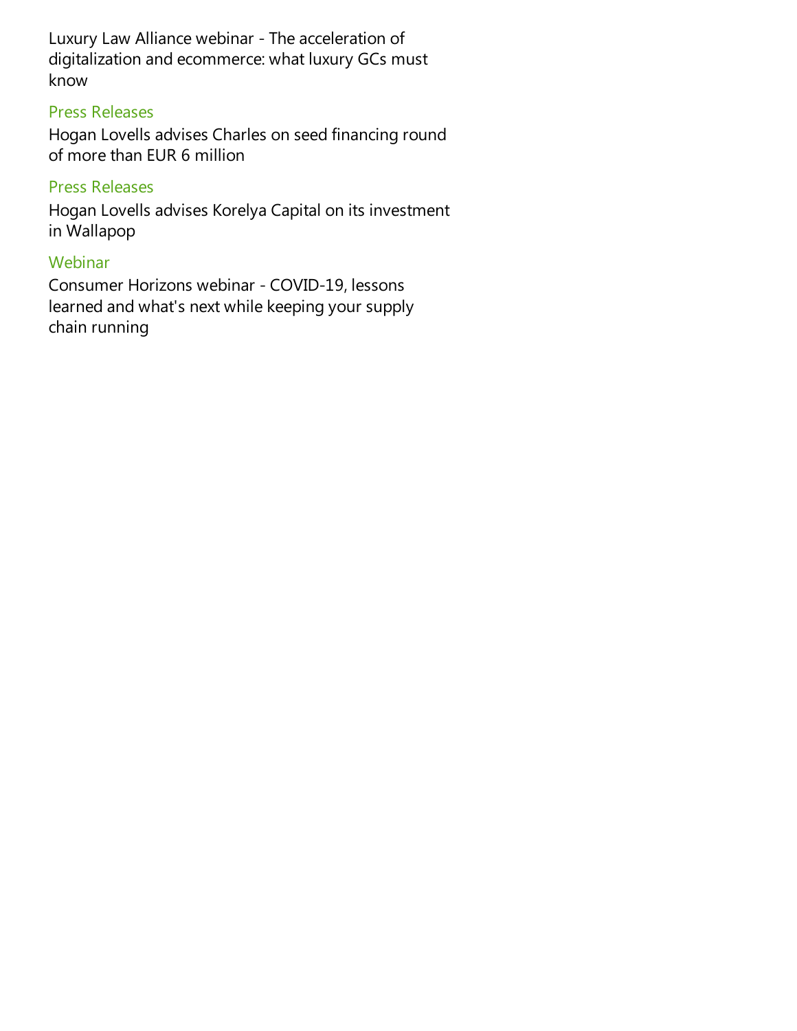Luxury Law Alliance webinar - The acceleration of digitalization and ecommerce: what luxury GCs must know

Press Releases

Hogan Lovells advises Charles on seed financing round of more than EUR 6 million

Press Releases

Hogan Lovells advises Korelya Capital on its investment in Wallapop

Webinar

Consumer Horizons webinar - COVID-19, lessons learned and what's next while keeping your supply chain running